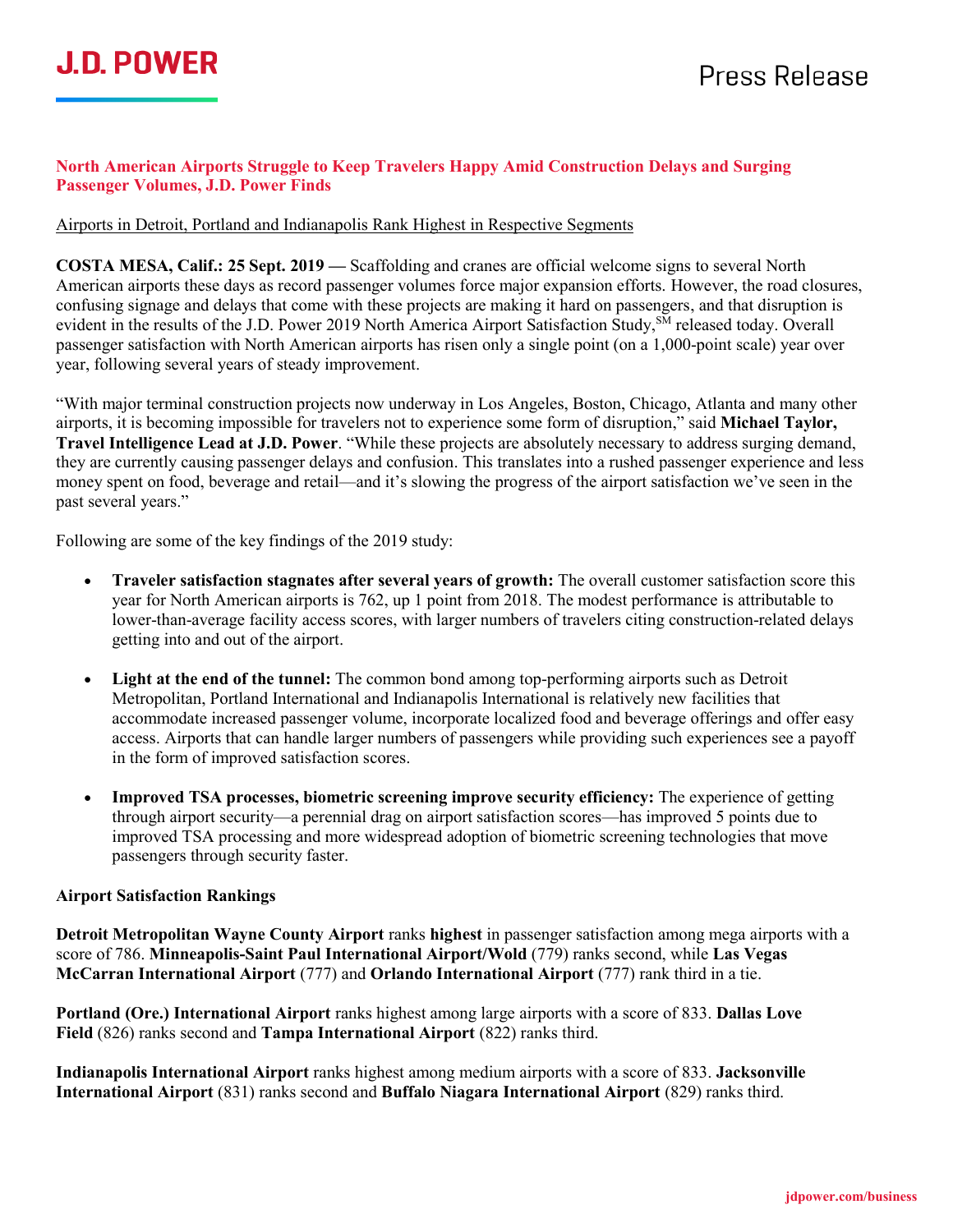J.D. POWER

Press Release

**North American Airports Struggle to Keep Travelers Happy Amid Construction Delays and Surging Passenger Volumes, J.D. Power Finds**

Airports in Detroit, Portland and Indianapolis Rank Highest in Respective Segments

**COSTA MESA, Calif.: 25 Sept. 2019 —** Scaffolding and cranes are official welcome signs to several North American airports these days as record passenger volumes force major expansion efforts. However, the road closures, confusing signage and delays that come with these projects are making it hard on passengers, and that disruption is evident in the results of the J.D. Power 2019 North America Airport Satisfaction Study,SM released today. Overall passenger satisfaction with North American airports has risen only a single point (on a 1,000-point scale) year over year, following several years of steady improvement.

"With major terminal construction projects now underway in Los Angeles, Boston, Chicago, Atlanta and many other airports, it is becoming impossible for travelers not to experience some form of disruption," said **Michael Taylor, Travel Intelligence Lead at J.D. Power**. "While these projects are absolutely necessary to address surging demand, they are currently causing passenger delays and confusion. This translates into a rushed passenger experience and less money spent on food, beverage and retail—and it's slowing the progress of the airport satisfaction we've seen in the past several years."

Following are some of the key findings of the 2019 study:

- **Traveler satisfaction stagnates after several years of growth:** The overall customer satisfaction score this year for North American airports is 762, up 1 point from 2018. The modest performance is attributable to lower-than-average facility access scores, with larger numbers of travelers citing construction-related delays getting into and out of the airport.
- **Light at the end of the tunnel:** The common bond among top-performing airports such as Detroit Metropolitan, Portland International and Indianapolis International is relatively new facilities that accommodate increased passenger volume, incorporate localized food and beverage offerings and offer easy access. Airports that can handle larger numbers of passengers while providing such experiences see a payoff in the form of improved satisfaction scores.
- **Improved TSA processes, biometric screening improve security efficiency:** The experience of getting through airport security—a perennial drag on airport satisfaction scores—has improved 5 points due to improved TSA processing and more widespread adoption of biometric screening technologies that move passengers through security faster.

**Airport Satisfaction Rankings**

**Detroit Metropolitan Wayne County Airport** ranks **highest** in passenger satisfaction among mega airports with a score of 786. **Minneapolis-Saint Paul International Airport/Wold** (779) ranks second, while **Las Vegas McCarran International Airport** (777) and **Orlando International Airport** (777) rank third in a tie.

**Portland (Ore.) International Airport** ranks highest among large airports with a score of 833. **Dallas Love Field** (826) ranks second and **Tampa International Airport** (822) ranks third.

**Indianapolis International Airport** ranks highest among medium airports with a score of 833. **Jacksonville International Airport** (831) ranks second and **Buffalo Niagara International Airport** (829) ranks third.

jdpower.com/business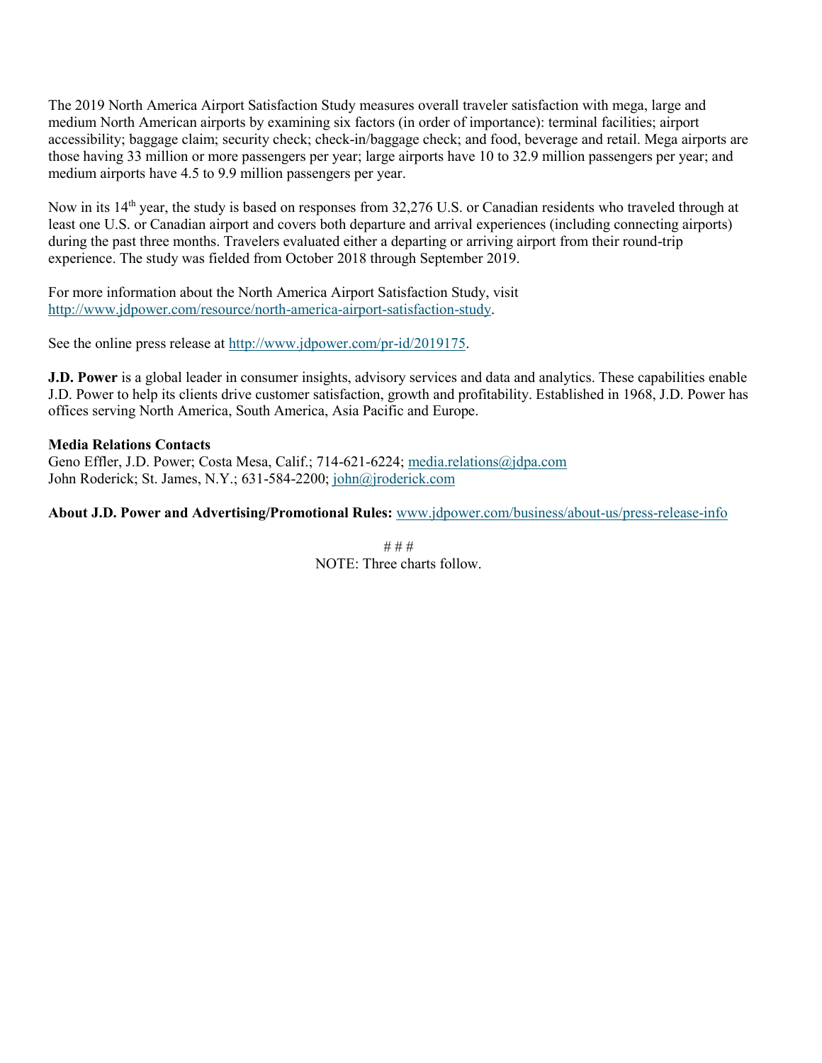The 2019 North America Airport Satisfaction Study measures overall traveler satisfaction with mega, large and medium North American airports by examining six factors (in order of importance): terminal facilities; airport accessibility; baggage claim; security check; check-in/baggage check; and food, beverage and retail. Mega airports are those having 33 million or more passengers per year; large airports have 10 to 32.9 million passengers per year; and medium airports have 4.5 to 9.9 million passengers per year.

Now in its 14th year, the study is based on responses from 32,276 U.S. or Canadian residents who traveled through at least one U.S. or Canadian airport and covers both departure and arrival experiences (including connecting airports) during the past three months. Travelers evaluated either a departing or arriving airport from their round-trip experience. The study was fielded from October 2018 through September 2019.

For more information about the North America Airport Satisfaction Study, visit http://www.jdpower.com/resource/north-america-airport-satisfaction-study.

See the online press release at http://www.jdpower.com/pr-id/2019175.

**J.D. Power** is a global leader in consumer insights, advisory services and data and analytics. These capabilities enable J.D. Power to help its clients drive customer satisfaction, growth and profitability. Established in 1968, J.D. Power has offices serving North America, South America, Asia Pacific and Europe.

**Media Relations Contacts**
Geno Effler, J.D. Power; Costa Mesa, Calif.; 714-621-6224; media.relations@jdpa.com
John Roderick; St. James, N.Y.; 631-584-2200; john@jroderick.com

**About J.D. Power and Advertising/Promotional Rules:** www.jdpower.com/business/about-us/press-release-info

# # #

NOTE: Three charts follow.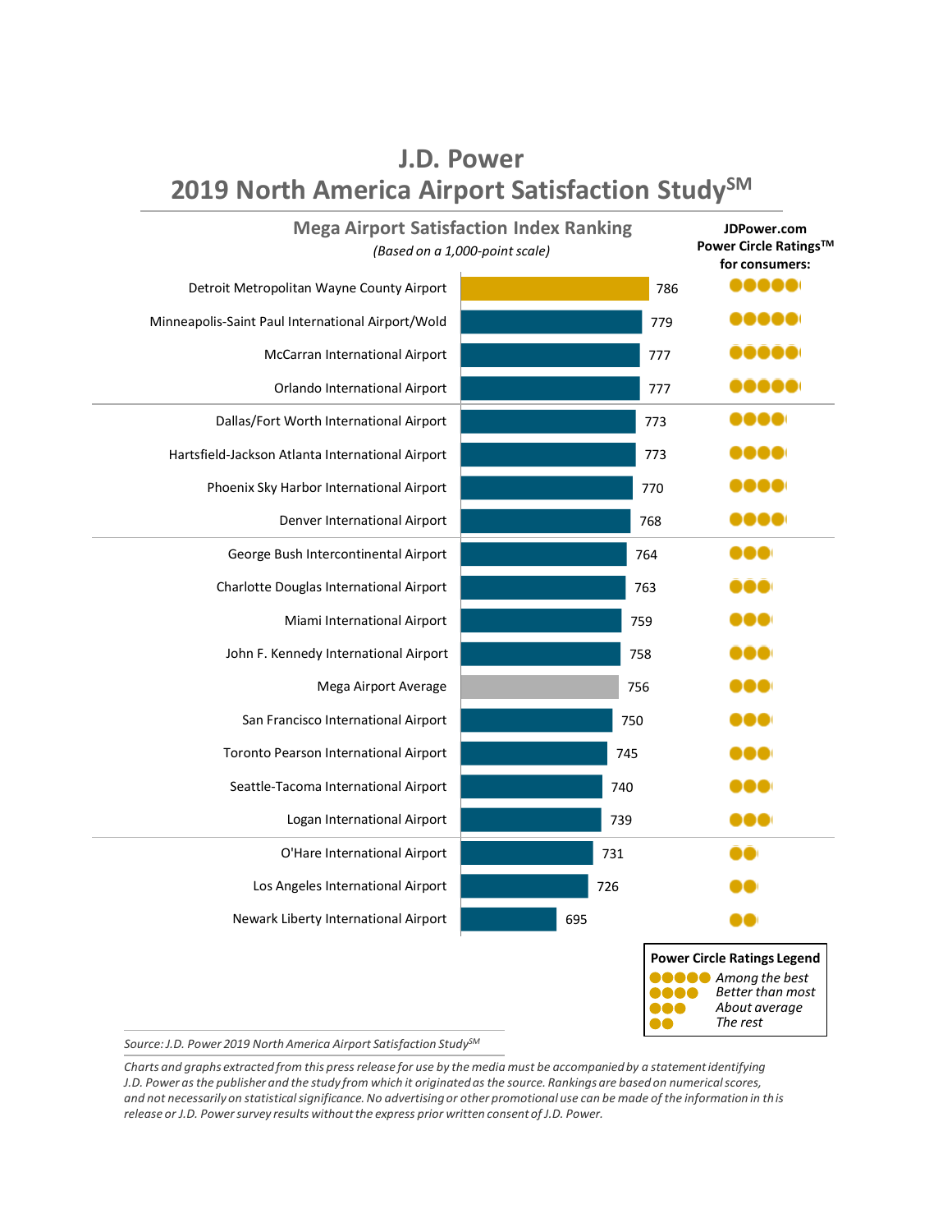# J.D. Power
# 2019 North America Airport Satisfaction Study℠

## Mega Airport Satisfaction Index Ranking

*(Based on a 1,000-point scale)*

**JDPower.com Power Circle Ratings™ for consumers:**

Detroit Metropolitan Wayne County Airport 786

Minneapolis-Saint Paul International Airport/Wold 779

McCarran International Airport 777

Orlando International Airport 777

Dallas/Fort Worth International Airport 773

Hartsfield-Jackson Atlanta International Airport 773

Phoenix Sky Harbor International Airport 770

Denver International Airport 768

George Bush Intercontinental Airport 764

Charlotte Douglas International Airport 763

Miami International Airport 759

John F. Kennedy International Airport 758

Mega Airport Average 756

San Francisco International Airport 750

Toronto Pearson International Airport 745

Seattle-Tacoma International Airport 740

Logan International Airport 739

O'Hare International Airport 731

Los Angeles International Airport 726

Newark Liberty International Airport 695

**Power Circle Ratings Legend**

*Among the best*

*Better than most*

*About average*

*The rest*

*Source: J.D. Power 2019 North America Airport Satisfaction Study℠*

*Charts and graphs extracted from this press release for use by the media must be accompanied by a statement identifying J.D. Power as the publisher and the study from which it originated as the source. Rankings are based on numerical scores, and not necessarily on statistical significance. No advertising or other promotional use can be made of the information in this release or J.D. Power survey results without the express prior written consent of J.D. Power.*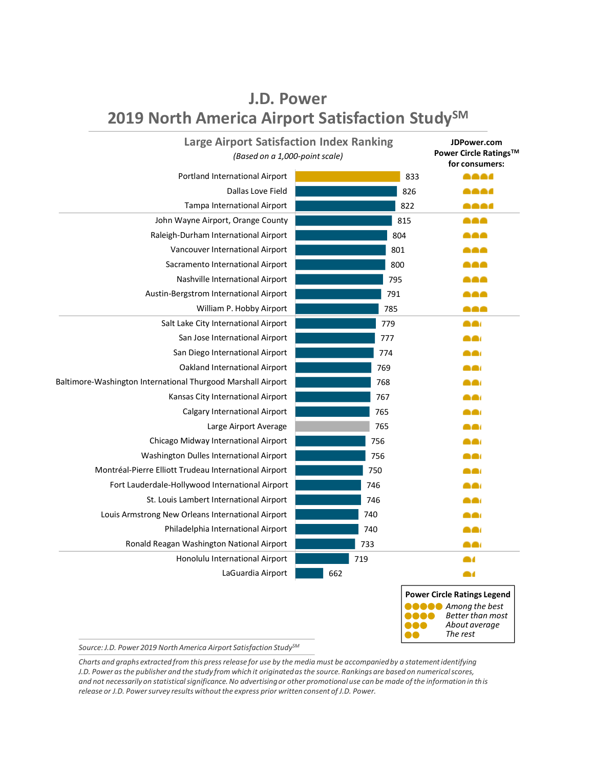# J.D. Power
# 2019 North America Airport Satisfaction Study℠

## Large Airport Satisfaction Index Ranking

*(Based on a 1,000-point scale)*

| Airport | Score | JDPower.com Power Circle Ratings™ for consumers: |
|---|---|---|
| Portland International Airport | 833 | 4 |
| Dallas Love Field | 826 | 4 |
| Tampa International Airport | 822 | 4 |
| John Wayne Airport, Orange County | 815 | 3 |
| Raleigh-Durham International Airport | 804 | 3 |
| Vancouver International Airport | 801 | 3 |
| Sacramento International Airport | 800 | 3 |
| Nashville International Airport | 795 | 3 |
| Austin-Bergstrom International Airport | 791 | 3 |
| William P. Hobby Airport | 785 | 3 |
| Salt Lake City International Airport | 779 | 2 |
| San Jose International Airport | 777 | 2 |
| San Diego International Airport | 774 | 2 |
| Oakland International Airport | 769 | 2 |
| Baltimore-Washington International Thurgood Marshall Airport | 768 | 2 |
| Kansas City International Airport | 767 | 2 |
| Calgary International Airport | 765 | 2 |
| Large Airport Average | 765 | 2 |
| Chicago Midway International Airport | 756 | 2 |
| Washington Dulles International Airport | 756 | 2 |
| Montréal-Pierre Elliott Trudeau International Airport | 750 | 2 |
| Fort Lauderdale-Hollywood International Airport | 746 | 2 |
| St. Louis Lambert International Airport | 746 | 2 |
| Louis Armstrong New Orleans International Airport | 740 | 2 |
| Philadelphia International Airport | 740 | 2 |
| Ronald Reagan Washington National Airport | 733 | 2 |
| Honolulu International Airport | 719 | 1 |
| LaGuardia Airport | 662 | 1 |

**Power Circle Ratings Legend**

- 5 circles — *Among the best*
- 4 circles — *Better than most*
- 3 circles — *About average*
- 2 circles — *The rest*

*Source: J.D. Power 2019 North America Airport Satisfaction Study℠*

*Charts and graphs extracted from this press release for use by the media must be accompanied by a statement identifying J.D. Power as the publisher and the study from which it originated as the source. Rankings are based on numerical scores, and not necessarily on statistical significance. No advertising or other promotional use can be made of the information in this release or J.D. Power survey results without the express prior written consent of J.D. Power.*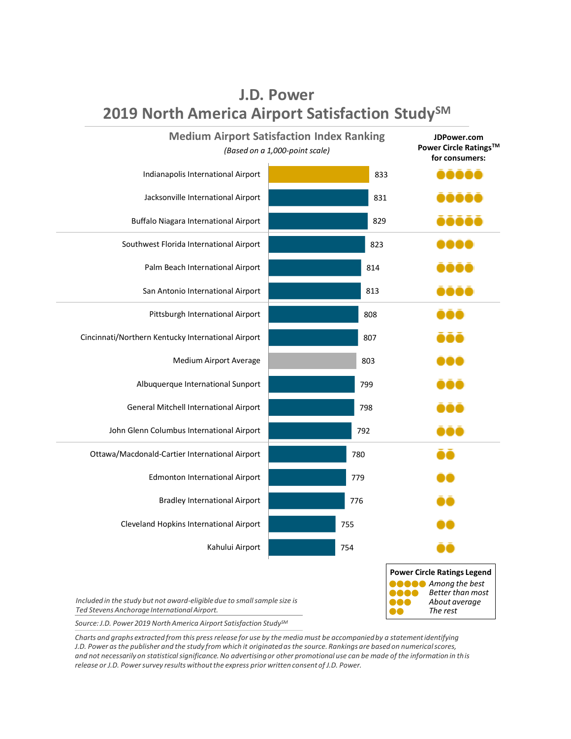# J.D. Power
# 2019 North America Airport Satisfaction Study℠

## Medium Airport Satisfaction Index Ranking

*(Based on a 1,000-point scale)*

JDPower.com Power Circle Ratings™ for consumers:

Indianapolis International Airport
833

Jacksonville International Airport
831

Buffalo Niagara International Airport
829

Southwest Florida International Airport
823

Palm Beach International Airport
814

San Antonio International Airport
813

Pittsburgh International Airport
808

Cincinnati/Northern Kentucky International Airport
807

Medium Airport Average
803

Albuquerque International Sunport
799

General Mitchell International Airport
798

John Glenn Columbus International Airport
792

Ottawa/Macdonald-Cartier International Airport
780

Edmonton International Airport
779

Bradley International Airport
776

Cleveland Hopkins International Airport
755

Kahului Airport
754

**Power Circle Ratings Legend**

*Among the best*

*Better than most*

*About average*

*The rest*

*Included in the study but not award-eligible due to small sample size is Ted Stevens Anchorage International Airport.*

*Source: J.D. Power 2019 North America Airport Satisfaction Study℠*

*Charts and graphs extracted from this press release for use by the media must be accompanied by a statement identifying J.D. Power as the publisher and the study from which it originated as the source. Rankings are based on numerical scores, and not necessarily on statistical significance. No advertising or other promotional use can be made of the information in this release or J.D. Power survey results without the express prior written consent of J.D. Power.*